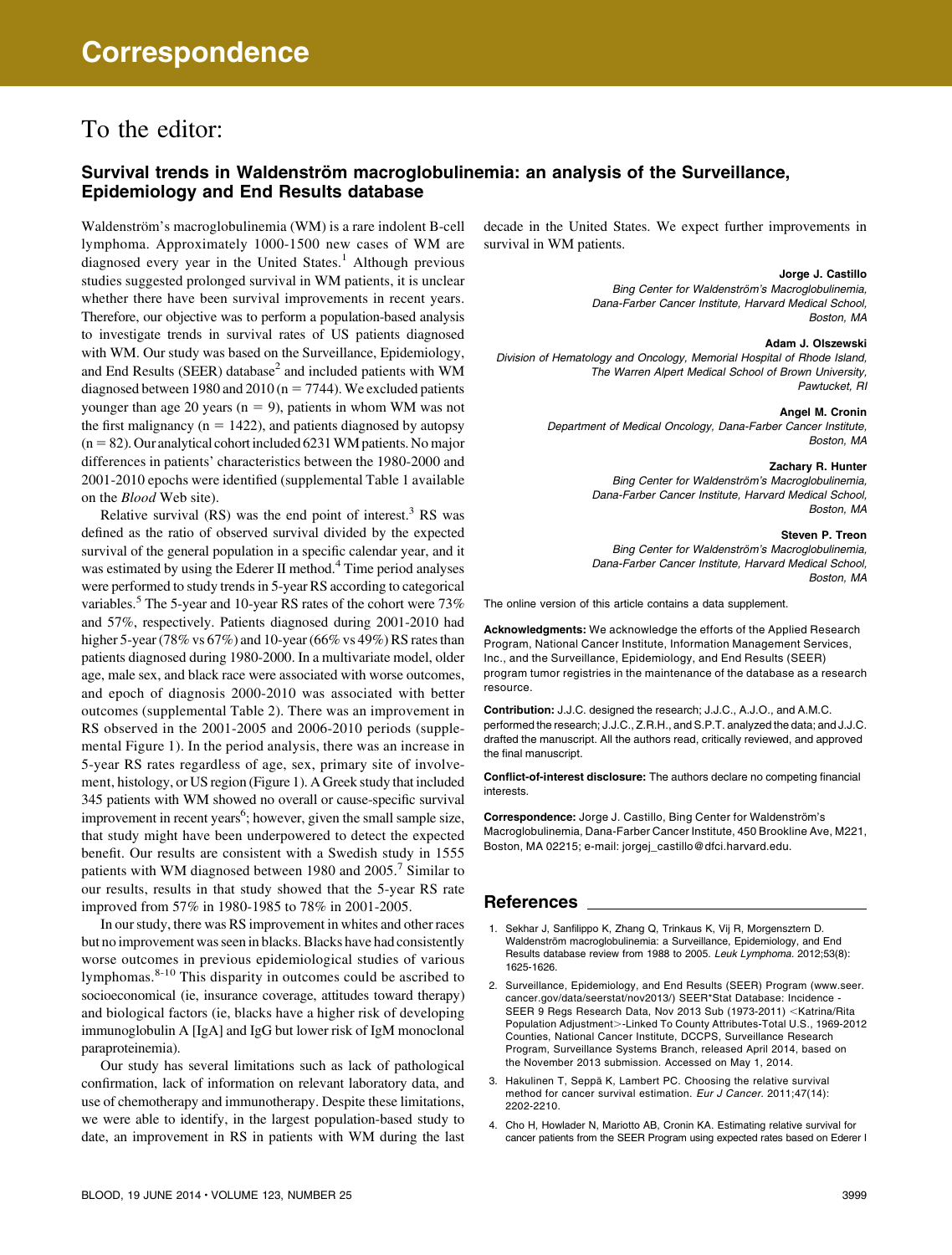# Correspondence

## To the editor:

### Survival trends in Waldenström macroglobulinemia: an analysis of the Surveillance, Epidemiology and End Results database

Waldenström's macroglobulinemia (WM) is a rare indolent B-cell lymphoma. Approximately 1000-1500 new cases of WM are diagnosed every year in the United States.[1] Although previous studies suggested prolonged survival in WM patients, it is unclear whether there have been survival improvements in recent years. Therefore, our objective was to perform a population-based analysis to investigate trends in survival rates of US patients diagnosed with WM. Our study was based on the Surveillance, Epidemiology, and End Results (SEER) database[2] and included patients with WM diagnosed between 1980 and 2010 (n = 7744). We excluded patients younger than age 20 years (n = 9), patients in whom WM was not the first malignancy (n = 1422), and patients diagnosed by autopsy (n = 82). Our analytical cohort included 6231 WM patients. No major differences in patients' characteristics between the 1980-2000 and 2001-2010 epochs were identified (supplemental Table 1 available on the *Blood* Web site).

Relative survival (RS) was the end point of interest.[3] RS was defined as the ratio of observed survival divided by the expected survival of the general population in a specific calendar year, and it was estimated by using the Ederer II method.[4] Time period analyses were performed to study trends in 5-year RS according to categorical variables.[5] The 5-year and 10-year RS rates of the cohort were 73% and 57%, respectively. Patients diagnosed during 2001-2010 had higher 5-year (78% vs 67%) and 10-year (66% vs 49%) RS rates than patients diagnosed during 1980-2000. In a multivariate model, older age, male sex, and black race were associated with worse outcomes, and epoch of diagnosis 2000-2010 was associated with better outcomes (supplemental Table 2). There was an improvement in RS observed in the 2001-2005 and 2006-2010 periods (supplemental Figure 1). In the period analysis, there was an increase in 5-year RS rates regardless of age, sex, primary site of involvement, histology, or US region (Figure 1). A Greek study that included 345 patients with WM showed no overall or cause-specific survival improvement in recent years[6]; however, given the small sample size, that study might have been underpowered to detect the expected benefit. Our results are consistent with a Swedish study in 1555 patients with WM diagnosed between 1980 and 2005.[7] Similar to our results, results in that study showed that the 5-year RS rate improved from 57% in 1980-1985 to 78% in 2001-2005.

In our study, there was RS improvement in whites and other races but no improvement was seen in blacks. Blacks have had consistently worse outcomes in previous epidemiological studies of various lymphomas.[8-10] This disparity in outcomes could be ascribed to socioeconomical (ie, insurance coverage, attitudes toward therapy) and biological factors (ie, blacks have a higher risk of developing immunoglobulin A [IgA] and IgG but lower risk of IgM monoclonal paraproteinemia).

Our study has several limitations such as lack of pathological confirmation, lack of information on relevant laboratory data, and use of chemotherapy and immunotherapy. Despite these limitations, we were able to identify, in the largest population-based study to date, an improvement in RS in patients with WM during the last decade in the United States. We expect further improvements in survival in WM patients.

**Jorge J. Castillo**
*Bing Center for Waldenström's Macroglobulinemia, Dana-Farber Cancer Institute, Harvard Medical School, Boston, MA*

**Adam J. Olszewski**
*Division of Hematology and Oncology, Memorial Hospital of Rhode Island, The Warren Alpert Medical School of Brown University, Pawtucket, RI*

**Angel M. Cronin**
*Department of Medical Oncology, Dana-Farber Cancer Institute, Boston, MA*

**Zachary R. Hunter**
*Bing Center for Waldenström's Macroglobulinemia, Dana-Farber Cancer Institute, Harvard Medical School, Boston, MA*

**Steven P. Treon**
*Bing Center for Waldenström's Macroglobulinemia, Dana-Farber Cancer Institute, Harvard Medical School, Boston, MA*

The online version of this article contains a data supplement.

**Acknowledgments:** We acknowledge the efforts of the Applied Research Program, National Cancer Institute, Information Management Services, Inc., and the Surveillance, Epidemiology, and End Results (SEER) program tumor registries in the maintenance of the database as a research resource.

**Contribution:** J.J.C. designed the research; J.J.C., A.J.O., and A.M.C. performed the research; J.J.C., Z.R.H., and S.P.T. analyzed the data; and J.J.C. drafted the manuscript. All the authors read, critically reviewed, and approved the final manuscript.

**Conflict-of-interest disclosure:** The authors declare no competing financial interests.

**Correspondence:** Jorge J. Castillo, Bing Center for Waldenström's Macroglobulinemia, Dana-Farber Cancer Institute, 450 Brookline Ave, M221, Boston, MA 02215; e-mail: jorgej_castillo@dfci.harvard.edu.

## References

1. Sekhar J, Sanfilippo K, Zhang Q, Trinkaus K, Vij R, Morgensztern D. Waldenström macroglobulinemia: a Surveillance, Epidemiology, and End Results database review from 1988 to 2005. *Leuk Lymphoma.* 2012;53(8): 1625-1626.
2. Surveillance, Epidemiology, and End Results (SEER) Program (www.seer.cancer.gov/data/seerstat/nov2013/) SEER*Stat Database: Incidence - SEER 9 Regs Research Data, Nov 2013 Sub (1973-2011) <Katrina/Rita Population Adjustment>-Linked To County Attributes-Total U.S., 1969-2012 Counties, National Cancer Institute, DCCPS, Surveillance Research Program, Surveillance Systems Branch, released April 2014, based on the November 2013 submission. Accessed on May 1, 2014.
3. Hakulinen T, Seppä K, Lambert PC. Choosing the relative survival method for cancer survival estimation. *Eur J Cancer.* 2011;47(14): 2202-2210.
4. Cho H, Howlader N, Mariotto AB, Cronin KA. Estimating relative survival for cancer patients from the SEER Program using expected rates based on Ederer I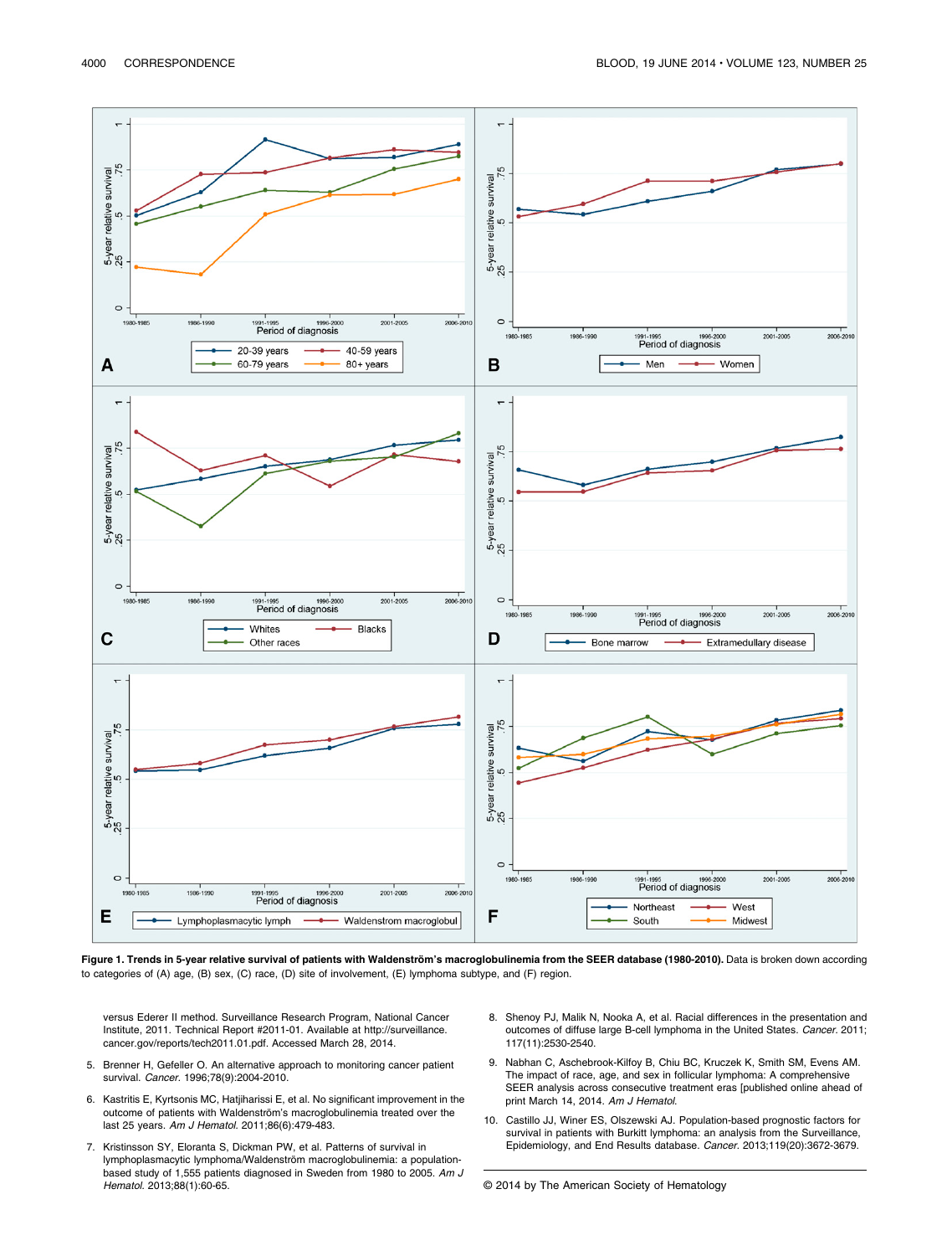A

5-year relative survival

0 .25 .5 .75 1

1980-1985 1986-1990 1991-1995 1996-2000 2001-2005 2006-2010

Period of diagnosis

20-39 years
40-59 years
60-79 years
80+ years

B

5-year relative survival

0 .25 .5 .75 1

1980-1985 1986-1990 1991-1995 1996-2000 2001-2005 2006-2010

Period of diagnosis

Men
Women

C

5-year relative survival

0 .25 .5 .75 1

1980-1985 1986-1990 1991-1995 1996-2000 2001-2005 2006-2010

Period of diagnosis

Whites
Blacks
Other races

D

5-year relative survival

0 .25 .5 .75 1

1980-1985 1986-1990 1991-1995 1996-2000 2001-2005 2006-2010

Period of diagnosis

Bone marrow
Extramedullary disease

E

5-year relative survival

0 .25 .5 .75 1

1980-1985 1986-1990 1991-1995 1996-2000 2001-2005 2006-2010

Period of diagnosis

Lymphoplasmacytic lymph
Waldenstrom macroglobul

F

5-year relative survival

0 .25 .5 .75 1

1980-1985 1986-1990 1991-1995 1996-2000 2001-2005 2006-2010

Period of diagnosis

Northeast
West
South
Midwest

**Figure 1. Trends in 5-year relative survival of patients with Waldenström's macroglobulinemia from the SEER database (1980-2010).** Data is broken down according to categories of (A) age, (B) sex, (C) race, (D) site of involvement, (E) lymphoma subtype, and (F) region.

versus Ederer II method. Surveillance Research Program, National Cancer Institute, 2011. Technical Report #2011-01. Available at http://surveillance.cancer.gov/reports/tech2011.01.pdf. Accessed March 28, 2014.

5. Brenner H, Gefeller O. An alternative approach to monitoring cancer patient survival. *Cancer.* 1996;78(9):2004-2010.

6. Kastritis E, Kyrtsonis MC, Hatjiharissi E, et al. No significant improvement in the outcome of patients with Waldenström's macroglobulinemia treated over the last 25 years. *Am J Hematol.* 2011;86(6):479-483.

7. Kristinsson SY, Eloranta S, Dickman PW, et al. Patterns of survival in lymphoplasmacytic lymphoma/Waldenström macroglobulinemia: a population-based study of 1,555 patients diagnosed in Sweden from 1980 to 2005. *Am J Hematol.* 2013;88(1):60-65.

8. Shenoy PJ, Malik N, Nooka A, et al. Racial differences in the presentation and outcomes of diffuse large B-cell lymphoma in the United States. *Cancer.* 2011;117(11):2530-2540.

9. Nabhan C, Aschebrook-Kilfoy B, Chiu BC, Kruczek K, Smith SM, Evens AM. The impact of race, age, and sex in follicular lymphoma: A comprehensive SEER analysis across consecutive treatment eras [published online ahead of print March 14, 2014. *Am J Hematol.*

10. Castillo JJ, Winer ES, Olszewski AJ. Population-based prognostic factors for survival in patients with Burkitt lymphoma: an analysis from the Surveillance, Epidemiology, and End Results database. *Cancer.* 2013;119(20):3672-3679.

© 2014 by The American Society of Hematology